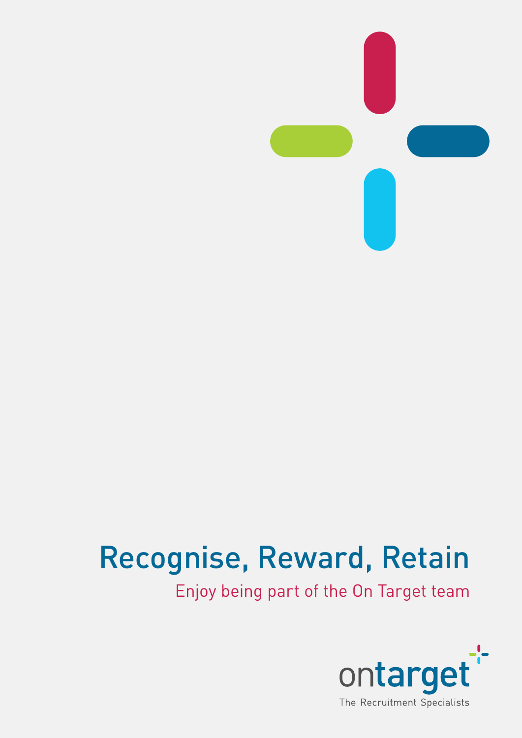# Recognise, Reward, Retain

Enjoy being part of the On Target team

ontarget

The Recruitment Specialists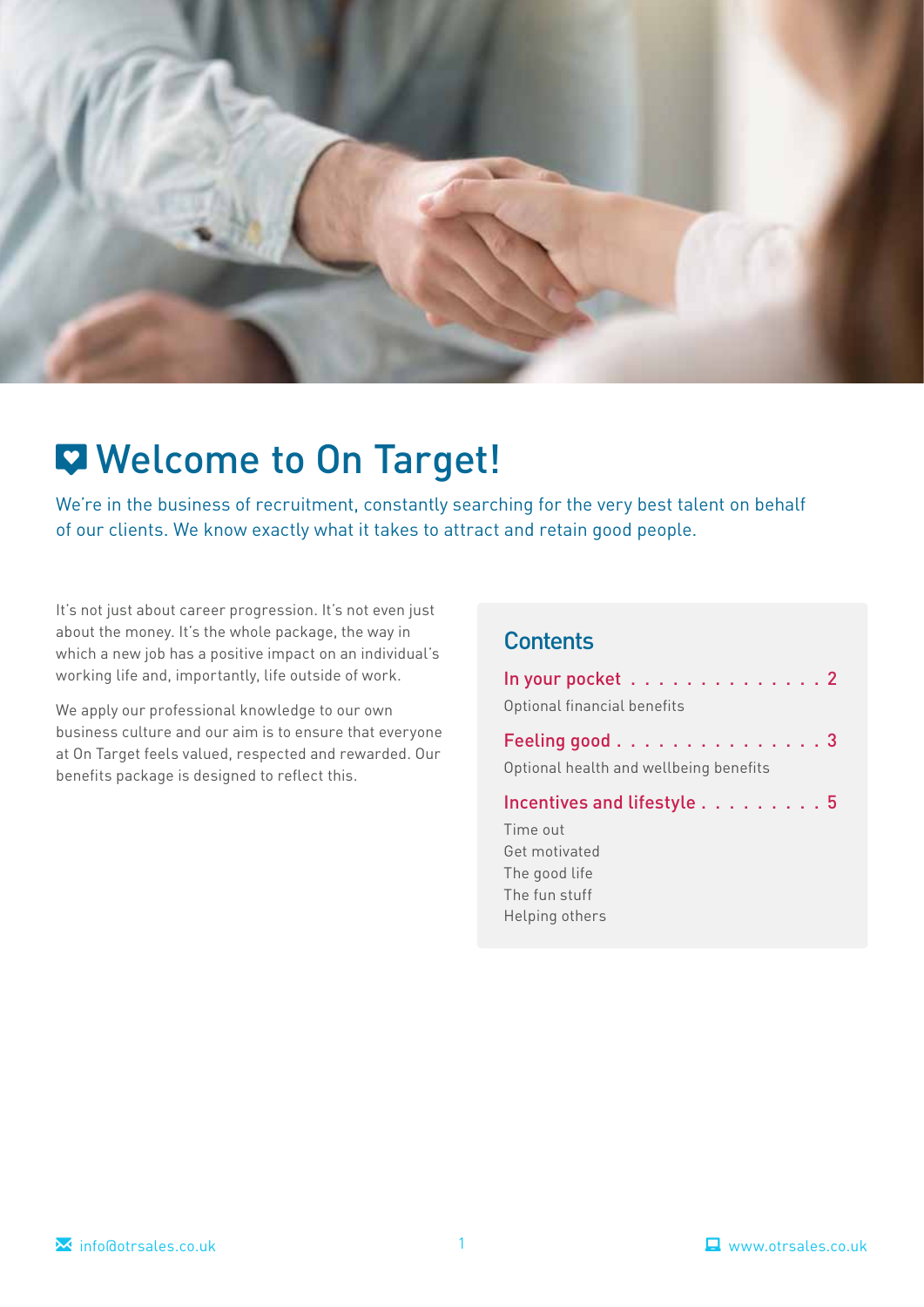# Welcome to On Target!

We're in the business of recruitment, constantly searching for the very best talent on behalf of our clients. We know exactly what it takes to attract and retain good people.

It's not just about career progression. It's not even just about the money. It's the whole package, the way in which a new job has a positive impact on an individual's working life and, importantly, life outside of work.

We apply our professional knowledge to our own business culture and our aim is to ensure that everyone at On Target feels valued, respected and rewarded. Our benefits package is designed to reflect this.

## Contents

**In your pocket** . . . . . . . . . . . . . . . 2

Optional financial benefits

**Feeling good** . . . . . . . . . . . . . . . 3

Optional health and wellbeing benefits

**Incentives and lifestyle** . . . . . . . . . 5

- Time out
- Get motivated
- The good life
- The fun stuff
- Helping others

info@otrsales.co.uk www.otrsales.co.uk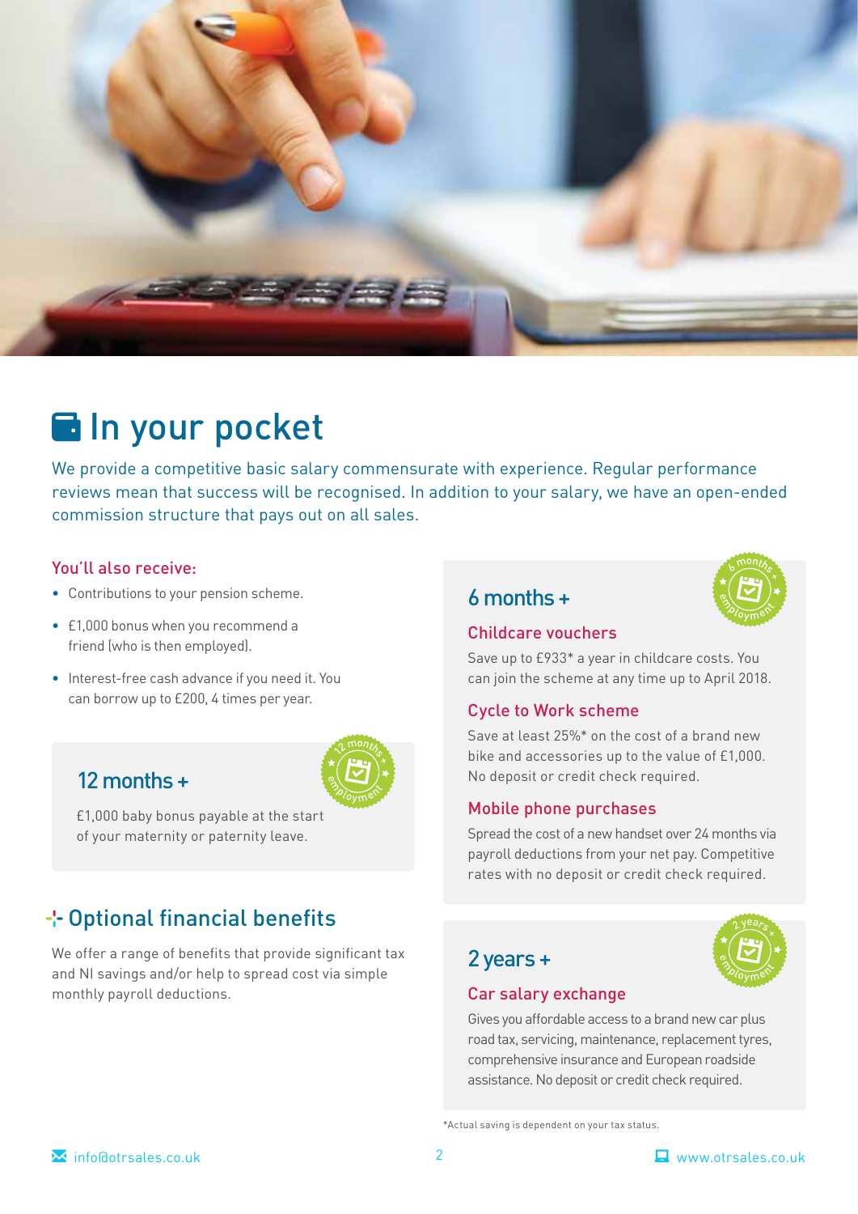# In your pocket

We provide a competitive basic salary commensurate with experience. Regular performance reviews mean that success will be recognised. In addition to your salary, we have an open-ended commission structure that pays out on all sales.

### You'll also receive:

- Contributions to your pension scheme.
- £1,000 bonus when you recommend a friend (who is then employed).
- Interest-free cash advance if you need it. You can borrow up to £200, 4 times per year.

## 12 months +

£1,000 baby bonus payable at the start of your maternity or paternity leave.

## Optional financial benefits

We offer a range of benefits that provide significant tax and NI savings and/or help to spread cost via simple monthly payroll deductions.

## 6 months +

### Childcare vouchers

Save up to £933* a year in childcare costs. You can join the scheme at any time up to April 2018.

### Cycle to Work scheme

Save at least 25%* on the cost of a brand new bike and accessories up to the value of £1,000. No deposit or credit check required.

### Mobile phone purchases

Spread the cost of a new handset over 24 months via payroll deductions from your net pay. Competitive rates with no deposit or credit check required.

## 2 years +

### Car salary exchange

Gives you affordable access to a brand new car plus road tax, servicing, maintenance, replacement tyres, comprehensive insurance and European roadside assistance. No deposit or credit check required.

*Actual saving is dependent on your tax status.

info@otrsales.co.uk

www.otrsales.co.uk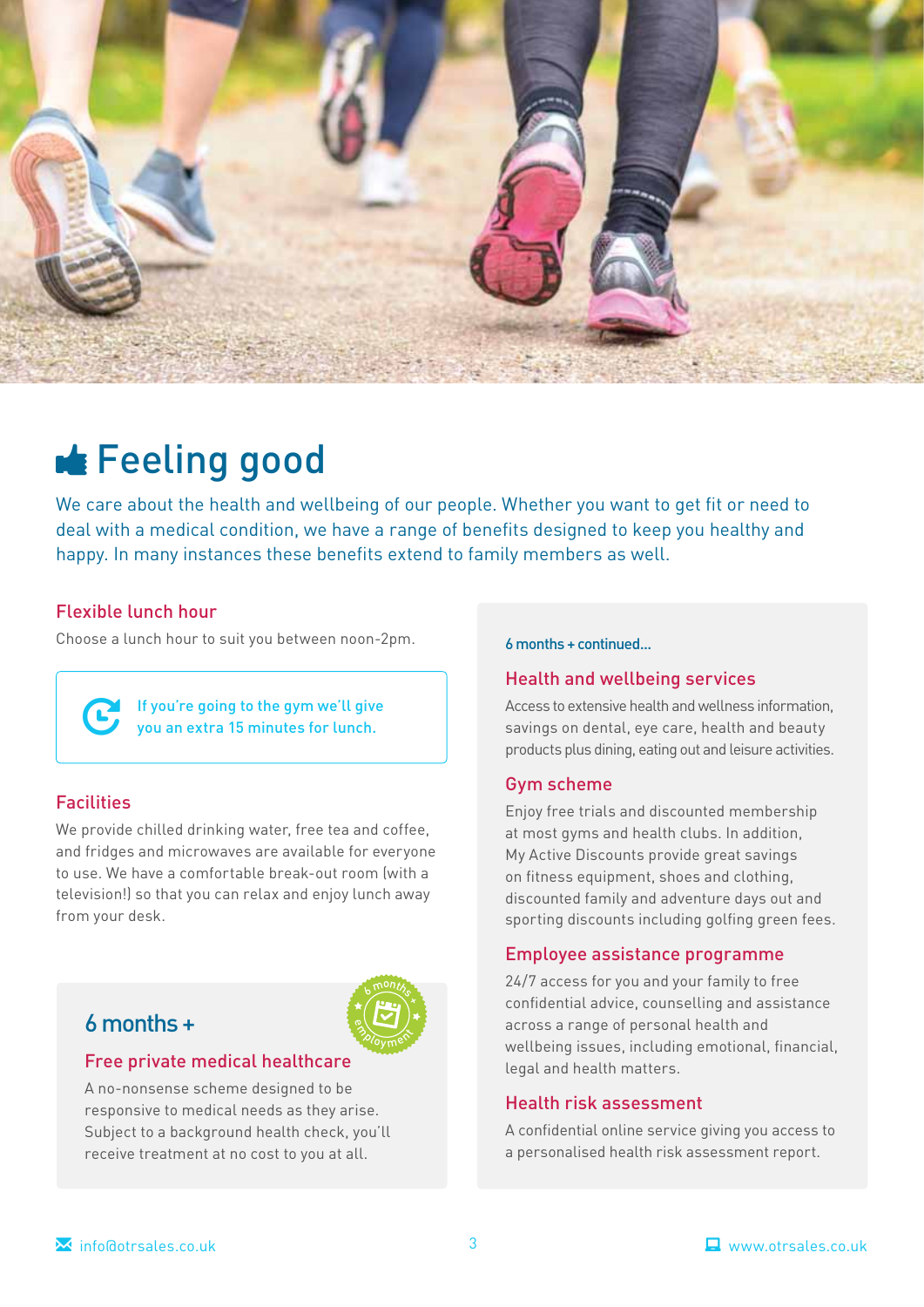# Feeling good

We care about the health and wellbeing of our people. Whether you want to get fit or need to deal with a medical condition, we have a range of benefits designed to keep you healthy and happy. In many instances these benefits extend to family members as well.

### Flexible lunch hour

Choose a lunch hour to suit you between noon-2pm.

If you're going to the gym we'll give you an extra 15 minutes for lunch.

### Facilities

We provide chilled drinking water, free tea and coffee, and fridges and microwaves are available for everyone to use. We have a comfortable break-out room (with a television!) so that you can relax and enjoy lunch away from your desk.

## 6 months +

6 months employment

### Free private medical healthcare

A no-nonsense scheme designed to be responsive to medical needs as they arise. Subject to a background health check, you'll receive treatment at no cost to you at all.

6 months + continued...

### Health and wellbeing services

Access to extensive health and wellness information, savings on dental, eye care, health and beauty products plus dining, eating out and leisure activities.

### Gym scheme

Enjoy free trials and discounted membership at most gyms and health clubs. In addition, My Active Discounts provide great savings on fitness equipment, shoes and clothing, discounted family and adventure days out and sporting discounts including golfing green fees.

### Employee assistance programme

24/7 access for you and your family to free confidential advice, counselling and assistance across a range of personal health and wellbeing issues, including emotional, financial, legal and health matters.

### Health risk assessment

A confidential online service giving you access to a personalised health risk assessment report.

info@otrsales.co.uk

www.otrsales.co.uk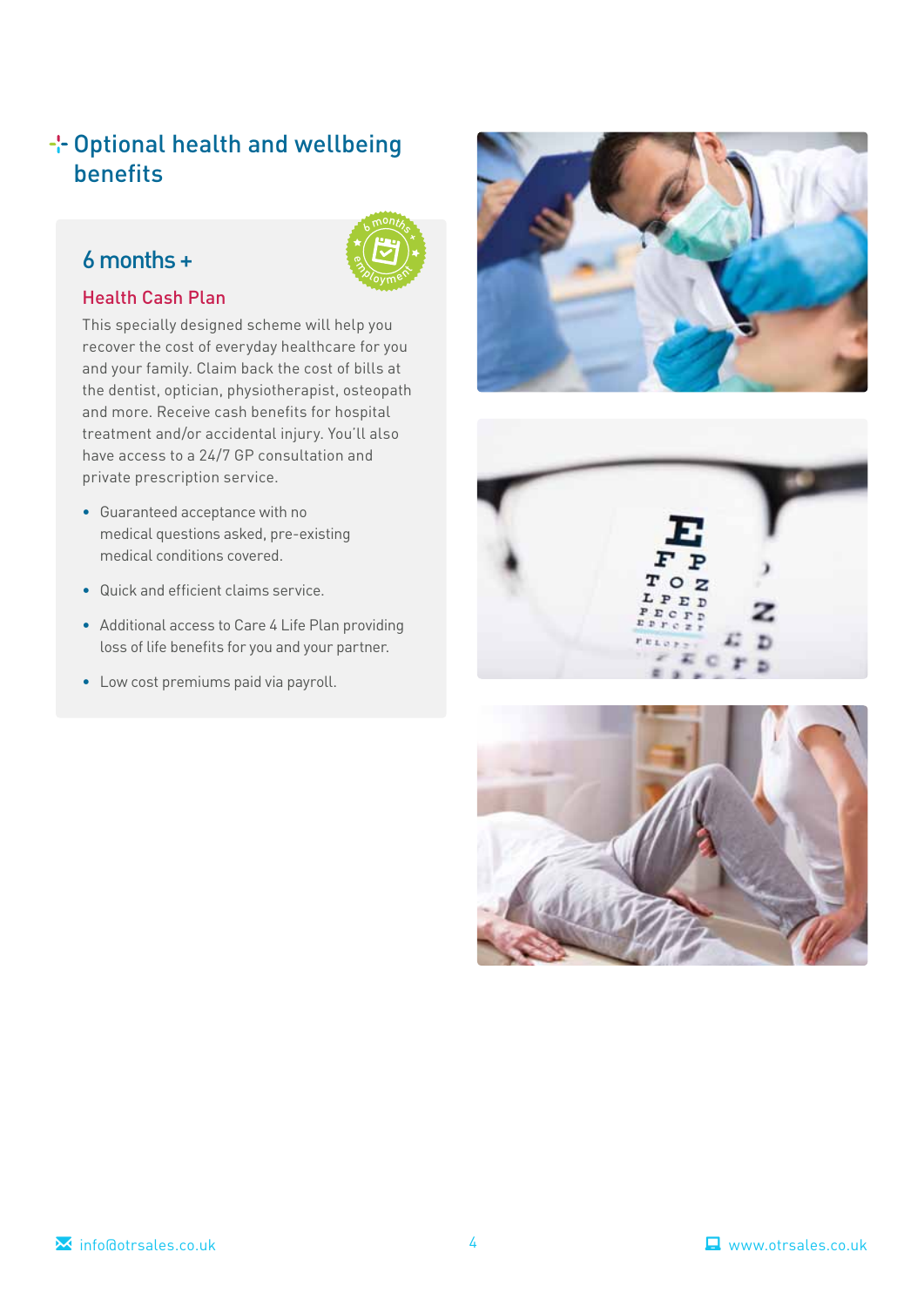# Optional health and wellbeing benefits

## 6 months +

### Health Cash Plan

This specially designed scheme will help you recover the cost of everyday healthcare for you and your family. Claim back the cost of bills at the dentist, optician, physiotherapist, osteopath and more. Receive cash benefits for hospital treatment and/or accidental injury. You'll also have access to a 24/7 GP consultation and private prescription service.

- Guaranteed acceptance with no medical questions asked, pre-existing medical conditions covered.
- Quick and efficient claims service.
- Additional access to Care 4 Life Plan providing loss of life benefits for you and your partner.
- Low cost premiums paid via payroll.

info@otrsales.co.uk

www.otrsales.co.uk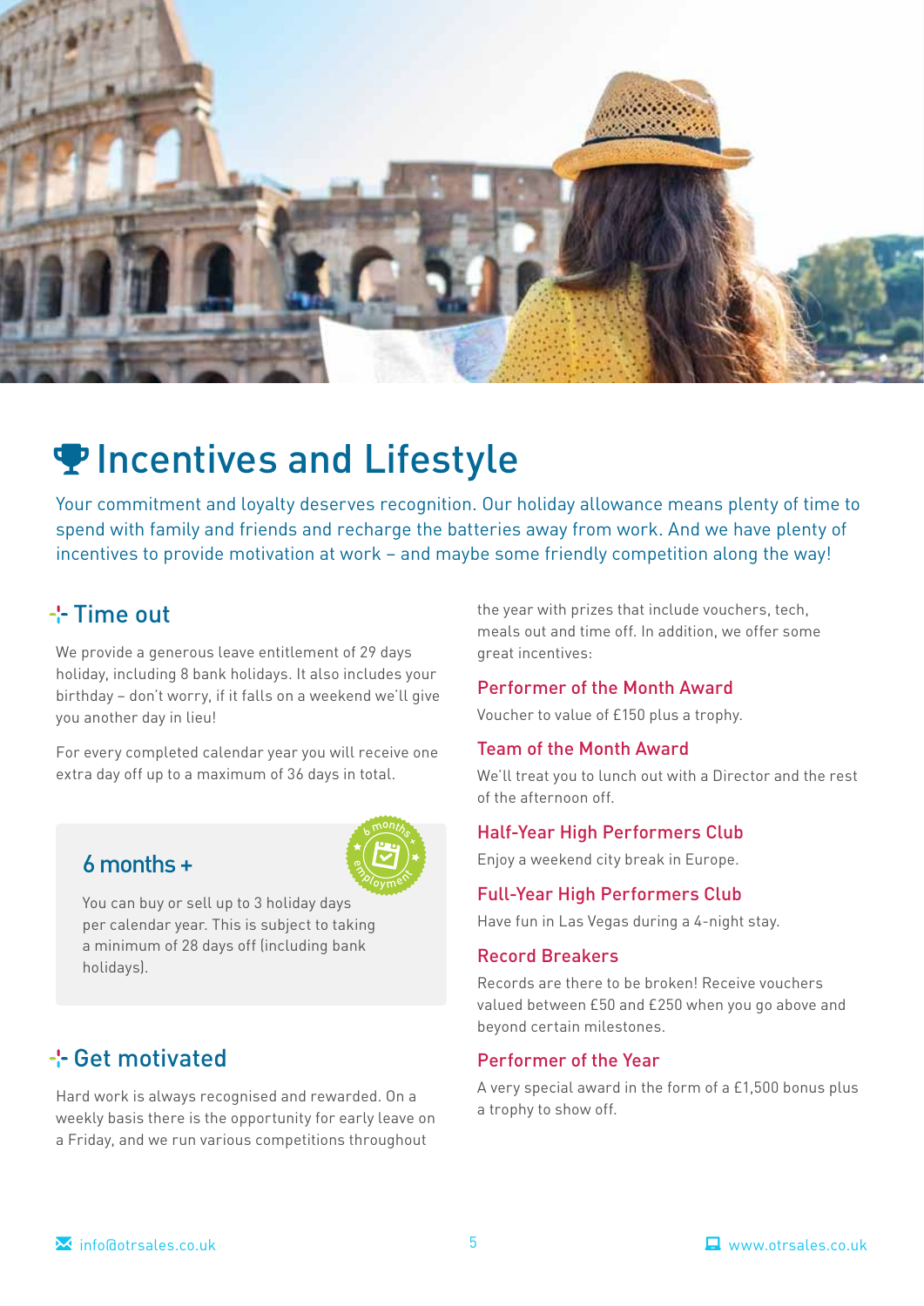# Incentives and Lifestyle

Your commitment and loyalty deserves recognition. Our holiday allowance means plenty of time to spend with family and friends and recharge the batteries away from work. And we have plenty of incentives to provide motivation at work – and maybe some friendly competition along the way!

## Time out

We provide a generous leave entitlement of 29 days holiday, including 8 bank holidays. It also includes your birthday – don't worry, if it falls on a weekend we'll give you another day in lieu!

For every completed calendar year you will receive one extra day off up to a maximum of 36 days in total.

### 6 months +

You can buy or sell up to 3 holiday days per calendar year. This is subject to taking a minimum of 28 days off (including bank holidays).

## Get motivated

Hard work is always recognised and rewarded. On a weekly basis there is the opportunity for early leave on a Friday, and we run various competitions throughout the year with prizes that include vouchers, tech, meals out and time off. In addition, we offer some great incentives:

### Performer of the Month Award

Voucher to value of £150 plus a trophy.

### Team of the Month Award

We'll treat you to lunch out with a Director and the rest of the afternoon off.

### Half-Year High Performers Club

Enjoy a weekend city break in Europe.

### Full-Year High Performers Club

Have fun in Las Vegas during a 4-night stay.

### Record Breakers

Records are there to be broken! Receive vouchers valued between £50 and £250 when you go above and beyond certain milestones.

### Performer of the Year

A very special award in the form of a £1,500 bonus plus a trophy to show off.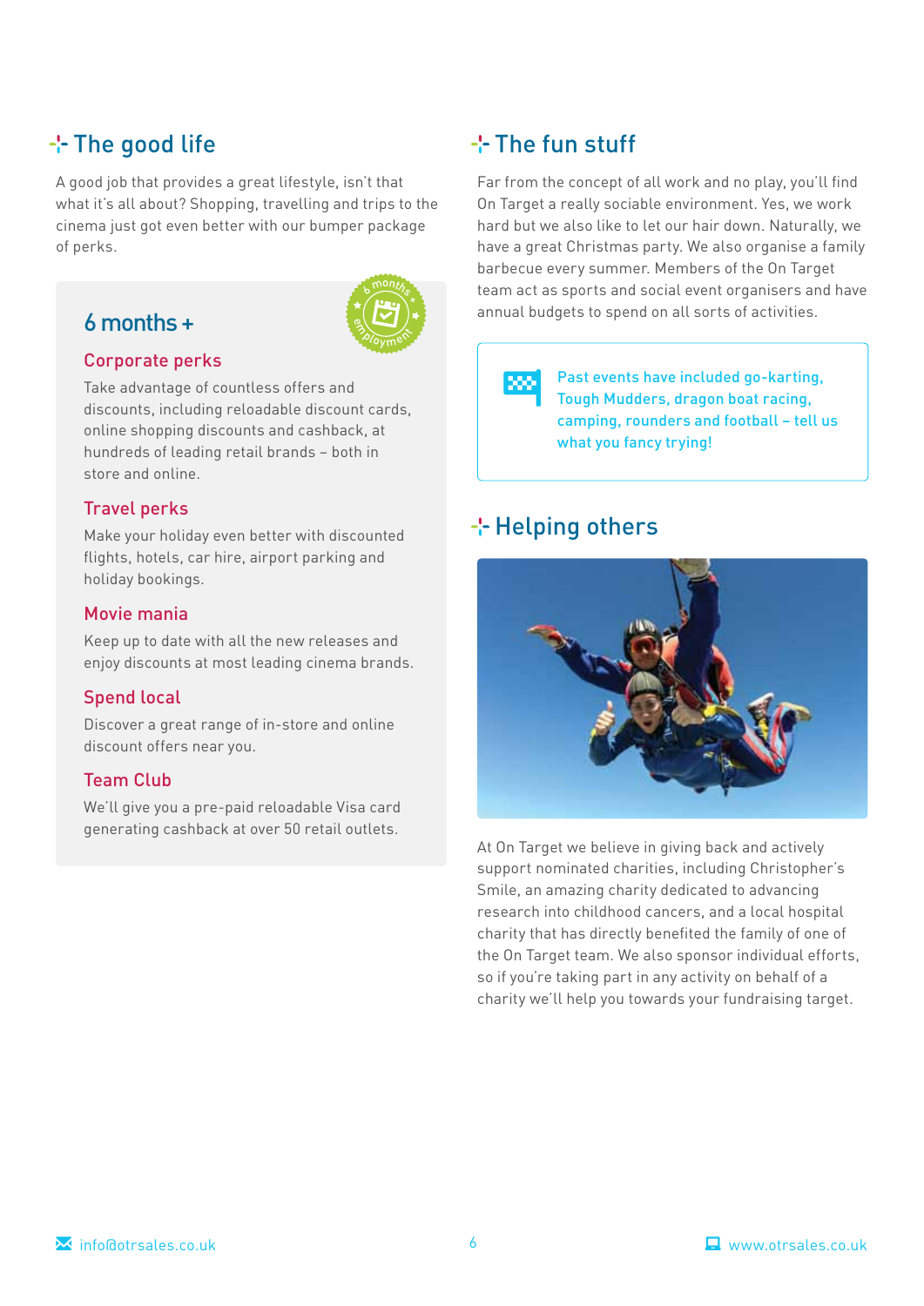## The good life

A good job that provides a great lifestyle, isn't that what it's all about? Shopping, travelling and trips to the cinema just got even better with our bumper package of perks.

### 6 months +

#### Corporate perks

Take advantage of countless offers and discounts, including reloadable discount cards, online shopping discounts and cashback, at hundreds of leading retail brands – both in store and online.

#### Travel perks

Make your holiday even better with discounted flights, hotels, car hire, airport parking and holiday bookings.

#### Movie mania

Keep up to date with all the new releases and enjoy discounts at most leading cinema brands.

#### Spend local

Discover a great range of in-store and online discount offers near you.

#### Team Club

We'll give you a pre-paid reloadable Visa card generating cashback at over 50 retail outlets.

## The fun stuff

Far from the concept of all work and no play, you'll find On Target a really sociable environment. Yes, we work hard but we also like to let our hair down. Naturally, we have a great Christmas party. We also organise a family barbecue every summer. Members of the On Target team act as sports and social event organisers and have annual budgets to spend on all sorts of activities.

Past events have included go-karting, Tough Mudders, dragon boat racing, camping, rounders and football – tell us what you fancy trying!

## Helping others

At On Target we believe in giving back and actively support nominated charities, including Christopher's Smile, an amazing charity dedicated to advancing research into childhood cancers, and a local hospital charity that has directly benefited the family of one of the On Target team. We also sponsor individual efforts, so if you're taking part in any activity on behalf of a charity we'll help you towards your fundraising target.

info@otrsales.co.uk

www.otrsales.co.uk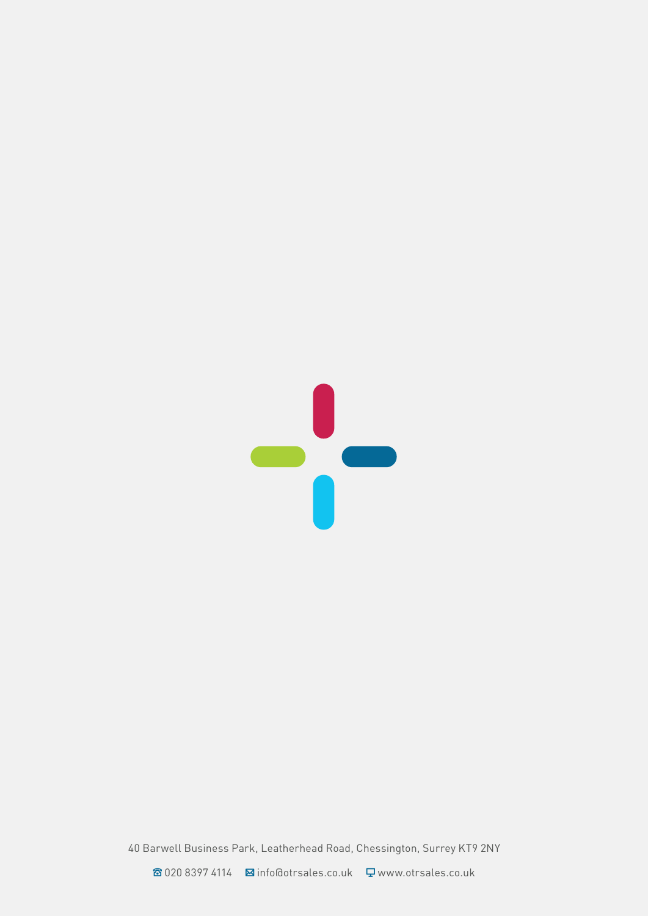40 Barwell Business Park, Leatherhead Road, Chessington, Surrey KT9 2NY

020 8397 4114 info@otrsales.co.uk www.otrsales.co.uk